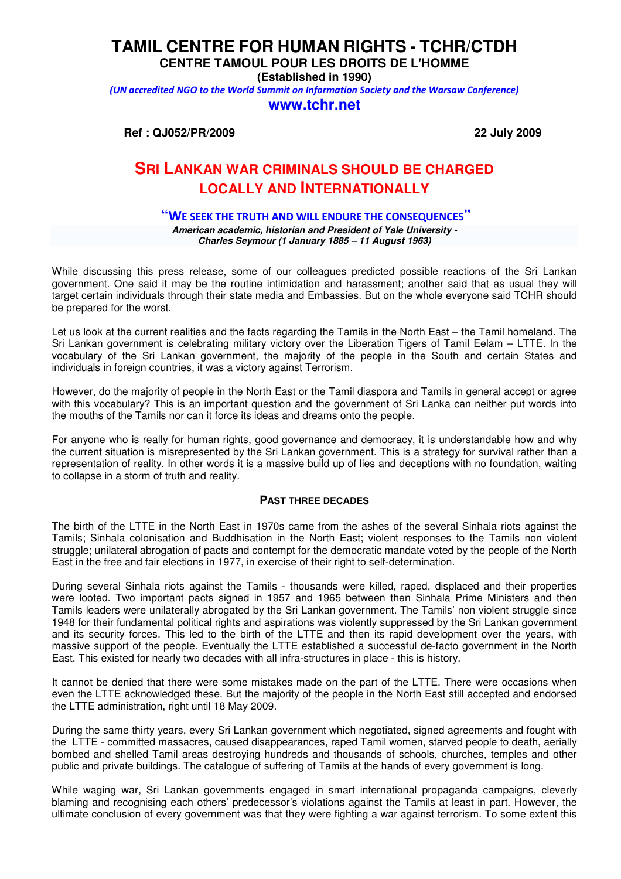# TAMIL CENTRE FOR HUMAN RIGHTS - TCHR/CTDH

**CENTRE TAMOUL POUR LES DROITS DE L'HOMME**

**(Established in 1990)**

*(UN accredited NGO to the World Summit on Information Society and the Warsaw Conference)*

**www.tchr.net**

**Ref : QJ052/PR/2009** **22 July 2009**

## SRI LANKAN WAR CRIMINALS SHOULD BE CHARGED LOCALLY AND INTERNATIONALLY

**"WE SEEK THE TRUTH AND WILL ENDURE THE CONSEQUENCES"**

***American academic, historian and President of Yale University - Charles Seymour (1 January 1885 – 11 August 1963)***

While discussing this press release, some of our colleagues predicted possible reactions of the Sri Lankan government. One said it may be the routine intimidation and harassment; another said that as usual they will target certain individuals through their state media and Embassies. But on the whole everyone said TCHR should be prepared for the worst.

Let us look at the current realities and the facts regarding the Tamils in the North East – the Tamil homeland. The Sri Lankan government is celebrating military victory over the Liberation Tigers of Tamil Eelam – LTTE. In the vocabulary of the Sri Lankan government, the majority of the people in the South and certain States and individuals in foreign countries, it was a victory against Terrorism.

However, do the majority of people in the North East or the Tamil diaspora and Tamils in general accept or agree with this vocabulary? This is an important question and the government of Sri Lanka can neither put words into the mouths of the Tamils nor can it force its ideas and dreams onto the people.

For anyone who is really for human rights, good governance and democracy, it is understandable how and why the current situation is misrepresented by the Sri Lankan government. This is a strategy for survival rather than a representation of reality. In other words it is a massive build up of lies and deceptions with no foundation, waiting to collapse in a storm of truth and reality.

### PAST THREE DECADES

The birth of the LTTE in the North East in 1970s came from the ashes of the several Sinhala riots against the Tamils; Sinhala colonisation and Buddhisation in the North East; violent responses to the Tamils non violent struggle; unilateral abrogation of pacts and contempt for the democratic mandate voted by the people of the North East in the free and fair elections in 1977, in exercise of their right to self-determination.

During several Sinhala riots against the Tamils - thousands were killed, raped, displaced and their properties were looted. Two important pacts signed in 1957 and 1965 between then Sinhala Prime Ministers and then Tamils leaders were unilaterally abrogated by the Sri Lankan government. The Tamils' non violent struggle since 1948 for their fundamental political rights and aspirations was violently suppressed by the Sri Lankan government and its security forces. This led to the birth of the LTTE and then its rapid development over the years, with massive support of the people. Eventually the LTTE established a successful de-facto government in the North East. This existed for nearly two decades with all infra-structures in place - this is history.

It cannot be denied that there were some mistakes made on the part of the LTTE. There were occasions when even the LTTE acknowledged these. But the majority of the people in the North East still accepted and endorsed the LTTE administration, right until 18 May 2009.

During the same thirty years, every Sri Lankan government which negotiated, signed agreements and fought with the LTTE - committed massacres, caused disappearances, raped Tamil women, starved people to death, aerially bombed and shelled Tamil areas destroying hundreds and thousands of schools, churches, temples and other public and private buildings. The catalogue of suffering of Tamils at the hands of every government is long.

While waging war, Sri Lankan governments engaged in smart international propaganda campaigns, cleverly blaming and recognising each others' predecessor's violations against the Tamils at least in part. However, the ultimate conclusion of every government was that they were fighting a war against terrorism. To some extent this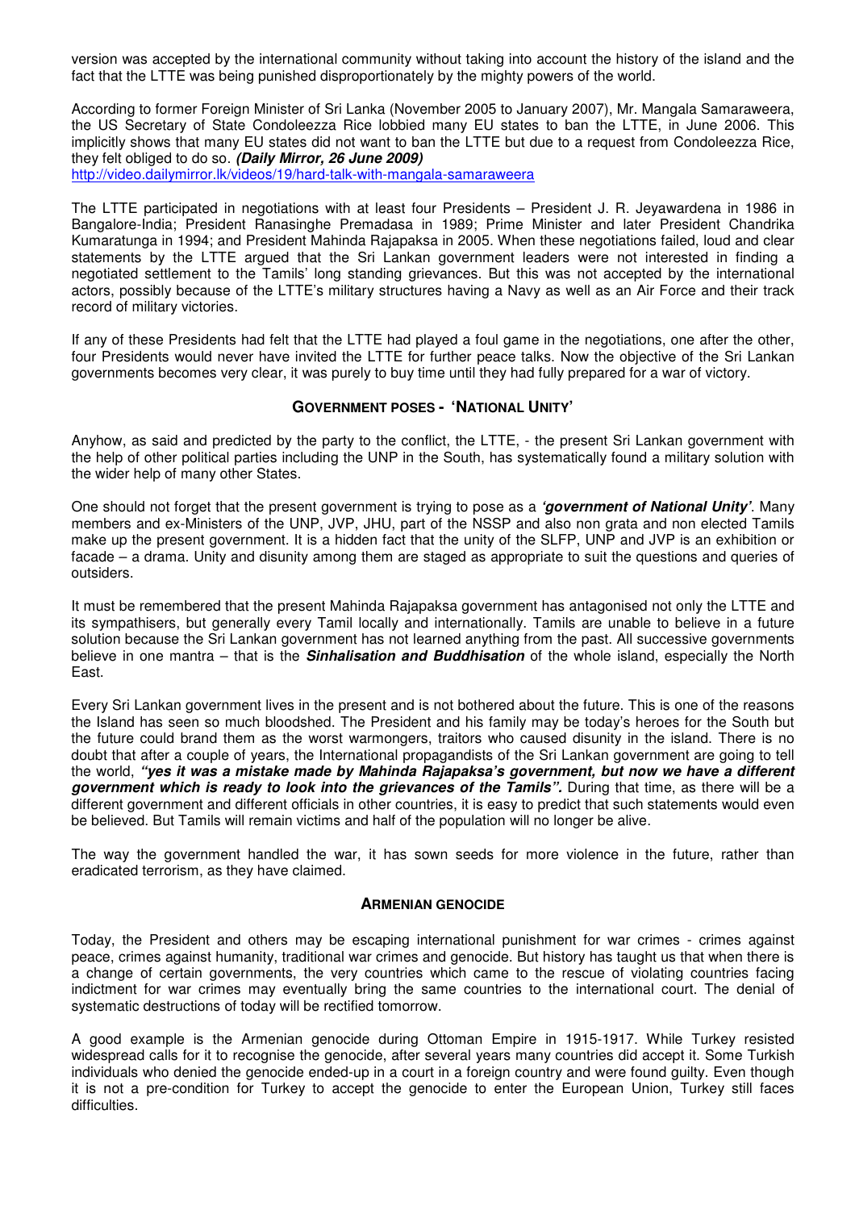version was accepted by the international community without taking into account the history of the island and the fact that the LTTE was being punished disproportionately by the mighty powers of the world.

According to former Foreign Minister of Sri Lanka (November 2005 to January 2007), Mr. Mangala Samaraweera, the US Secretary of State Condoleezza Rice lobbied many EU states to ban the LTTE, in June 2006. This implicitly shows that many EU states did not want to ban the LTTE but due to a request from Condoleezza Rice, they felt obliged to do so. ***(Daily Mirror, 26 June 2009)***
http://video.dailymirror.lk/videos/19/hard-talk-with-mangala-samaraweera

The LTTE participated in negotiations with at least four Presidents – President J. R. Jeyawardena in 1986 in Bangalore-India; President Ranasinghe Premadasa in 1989; Prime Minister and later President Chandrika Kumaratunga in 1994; and President Mahinda Rajapaksa in 2005. When these negotiations failed, loud and clear statements by the LTTE argued that the Sri Lankan government leaders were not interested in finding a negotiated settlement to the Tamils' long standing grievances. But this was not accepted by the international actors, possibly because of the LTTE's military structures having a Navy as well as an Air Force and their track record of military victories.

If any of these Presidents had felt that the LTTE had played a foul game in the negotiations, one after the other, four Presidents would never have invited the LTTE for further peace talks. Now the objective of the Sri Lankan governments becomes very clear, it was purely to buy time until they had fully prepared for a war of victory.

## GOVERNMENT POSES - 'NATIONAL UNITY'

Anyhow, as said and predicted by the party to the conflict, the LTTE, - the present Sri Lankan government with the help of other political parties including the UNP in the South, has systematically found a military solution with the wider help of many other States.

One should not forget that the present government is trying to pose as a ***'government of National Unity'***. Many members and ex-Ministers of the UNP, JVP, JHU, part of the NSSP and also non grata and non elected Tamils make up the present government. It is a hidden fact that the unity of the SLFP, UNP and JVP is an exhibition or facade – a drama. Unity and disunity among them are staged as appropriate to suit the questions and queries of outsiders.

It must be remembered that the present Mahinda Rajapaksa government has antagonised not only the LTTE and its sympathisers, but generally every Tamil locally and internationally. Tamils are unable to believe in a future solution because the Sri Lankan government has not learned anything from the past. All successive governments believe in one mantra – that is the ***Sinhalisation and Buddhisation*** of the whole island, especially the North East.

Every Sri Lankan government lives in the present and is not bothered about the future. This is one of the reasons the Island has seen so much bloodshed. The President and his family may be today's heroes for the South but the future could brand them as the worst warmongers, traitors who caused disunity in the island. There is no doubt that after a couple of years, the International propagandists of the Sri Lankan government are going to tell the world, ***"yes it was a mistake made by Mahinda Rajapaksa's government, but now we have a different government which is ready to look into the grievances of the Tamils".*** During that time, as there will be a different government and different officials in other countries, it is easy to predict that such statements would even be believed. But Tamils will remain victims and half of the population will no longer be alive.

The way the government handled the war, it has sown seeds for more violence in the future, rather than eradicated terrorism, as they have claimed.

## ARMENIAN GENOCIDE

Today, the President and others may be escaping international punishment for war crimes - crimes against peace, crimes against humanity, traditional war crimes and genocide. But history has taught us that when there is a change of certain governments, the very countries which came to the rescue of violating countries facing indictment for war crimes may eventually bring the same countries to the international court. The denial of systematic destructions of today will be rectified tomorrow.

A good example is the Armenian genocide during Ottoman Empire in 1915-1917. While Turkey resisted widespread calls for it to recognise the genocide, after several years many countries did accept it. Some Turkish individuals who denied the genocide ended-up in a court in a foreign country and were found guilty. Even though it is not a pre-condition for Turkey to accept the genocide to enter the European Union, Turkey still faces difficulties.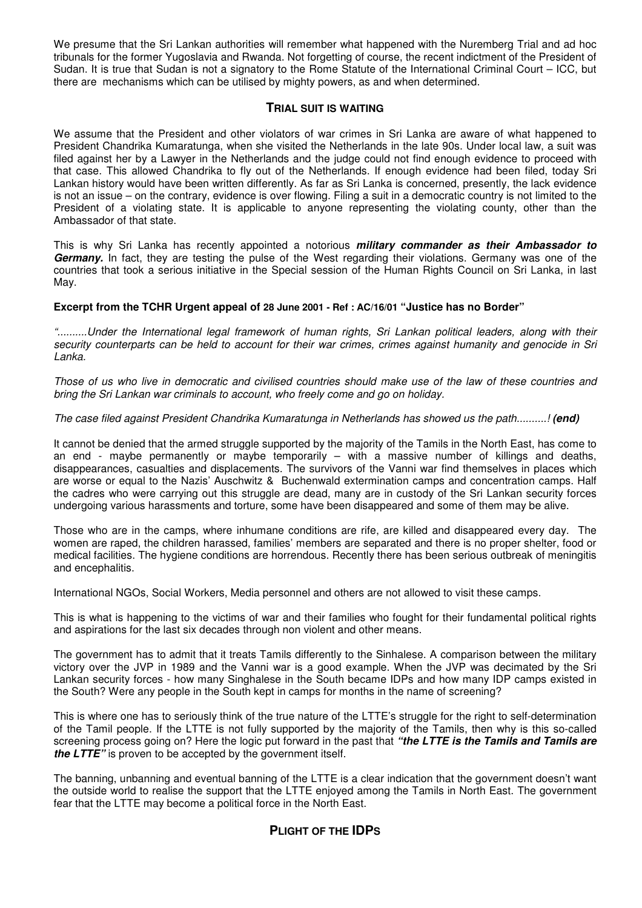We presume that the Sri Lankan authorities will remember what happened with the Nuremberg Trial and ad hoc tribunals for the former Yugoslavia and Rwanda. Not forgetting of course, the recent indictment of the President of Sudan. It is true that Sudan is not a signatory to the Rome Statute of the International Criminal Court – ICC, but there are mechanisms which can be utilised by mighty powers, as and when determined.

## TRIAL SUIT IS WAITING

We assume that the President and other violators of war crimes in Sri Lanka are aware of what happened to President Chandrika Kumaratunga, when she visited the Netherlands in the late 90s. Under local law, a suit was filed against her by a Lawyer in the Netherlands and the judge could not find enough evidence to proceed with that case. This allowed Chandrika to fly out of the Netherlands. If enough evidence had been filed, today Sri Lankan history would have been written differently. As far as Sri Lanka is concerned, presently, the lack evidence is not an issue – on the contrary, evidence is over flowing. Filing a suit in a democratic country is not limited to the President of a violating state. It is applicable to anyone representing the violating county, other than the Ambassador of that state.

This is why Sri Lanka has recently appointed a notorious ***military commander as their Ambassador to Germany.*** In fact, they are testing the pulse of the West regarding their violations. Germany was one of the countries that took a serious initiative in the Special session of the Human Rights Council on Sri Lanka, in last May.

**Excerpt from the TCHR Urgent appeal of 28 June 2001 - Ref : AC/16/01 "Justice has no Border"**

*"..........Under the International legal framework of human rights, Sri Lankan political leaders, along with their security counterparts can be held to account for their war crimes, crimes against humanity and genocide in Sri Lanka.*

*Those of us who live in democratic and civilised countries should make use of the law of these countries and bring the Sri Lankan war criminals to account, who freely come and go on holiday.*

*The case filed against President Chandrika Kumaratunga in Netherlands has showed us the path..........!* ***(end)***

It cannot be denied that the armed struggle supported by the majority of the Tamils in the North East, has come to an end - maybe permanently or maybe temporarily – with a massive number of killings and deaths, disappearances, casualties and displacements. The survivors of the Vanni war find themselves in places which are worse or equal to the Nazis' Auschwitz & Buchenwald extermination camps and concentration camps. Half the cadres who were carrying out this struggle are dead, many are in custody of the Sri Lankan security forces undergoing various harassments and torture, some have been disappeared and some of them may be alive.

Those who are in the camps, where inhumane conditions are rife, are killed and disappeared every day. The women are raped, the children harassed, families' members are separated and there is no proper shelter, food or medical facilities. The hygiene conditions are horrendous. Recently there has been serious outbreak of meningitis and encephalitis.

International NGOs, Social Workers, Media personnel and others are not allowed to visit these camps.

This is what is happening to the victims of war and their families who fought for their fundamental political rights and aspirations for the last six decades through non violent and other means.

The government has to admit that it treats Tamils differently to the Sinhalese. A comparison between the military victory over the JVP in 1989 and the Vanni war is a good example. When the JVP was decimated by the Sri Lankan security forces - how many Singhalese in the South became IDPs and how many IDP camps existed in the South? Were any people in the South kept in camps for months in the name of screening?

This is where one has to seriously think of the true nature of the LTTE's struggle for the right to self-determination of the Tamil people. If the LTTE is not fully supported by the majority of the Tamils, then why is this so-called screening process going on? Here the logic put forward in the past that ***"the LTTE is the Tamils and Tamils are the LTTE"*** is proven to be accepted by the government itself.

The banning, unbanning and eventual banning of the LTTE is a clear indication that the government doesn't want the outside world to realise the support that the LTTE enjoyed among the Tamils in North East. The government fear that the LTTE may become a political force in the North East.

## PLIGHT OF THE IDPS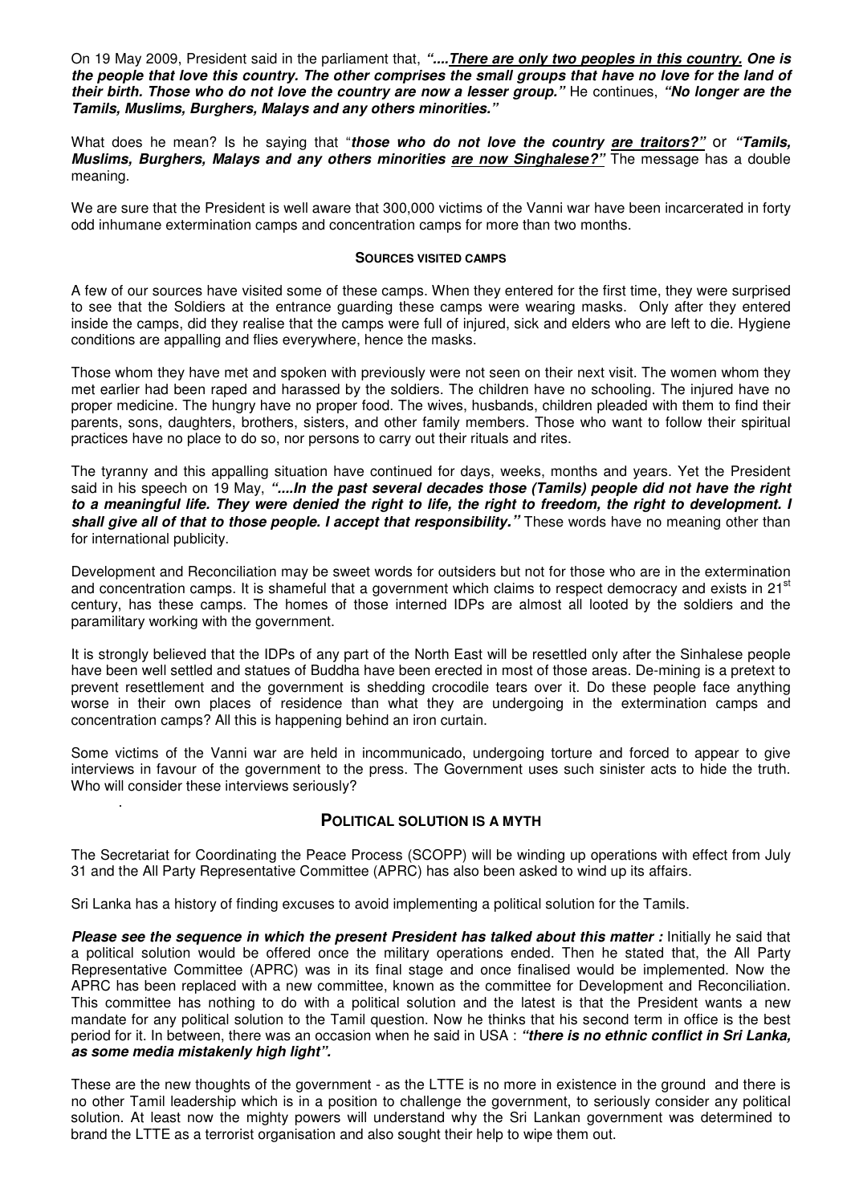On 19 May 2009, President said in the parliament that, ***"....There are only two peoples in this country. One is the people that love this country. The other comprises the small groups that have no love for the land of their birth. Those who do not love the country are now a lesser group."*** He continues, ***"No longer are the Tamils, Muslims, Burghers, Malays and any others minorities."***

What does he mean? Is he saying that "***those who do not love the country are traitors?"*** or ***"Tamils, Muslims, Burghers, Malays and any others minorities are now Singhalese?"*** The message has a double meaning.

We are sure that the President is well aware that 300,000 victims of the Vanni war have been incarcerated in forty odd inhumane extermination camps and concentration camps for more than two months.

#### SOURCES VISITED CAMPS

A few of our sources have visited some of these camps. When they entered for the first time, they were surprised to see that the Soldiers at the entrance guarding these camps were wearing masks. Only after they entered inside the camps, did they realise that the camps were full of injured, sick and elders who are left to die. Hygiene conditions are appalling and flies everywhere, hence the masks.

Those whom they have met and spoken with previously were not seen on their next visit. The women whom they met earlier had been raped and harassed by the soldiers. The children have no schooling. The injured have no proper medicine. The hungry have no proper food. The wives, husbands, children pleaded with them to find their parents, sons, daughters, brothers, sisters, and other family members. Those who want to follow their spiritual practices have no place to do so, nor persons to carry out their rituals and rites.

The tyranny and this appalling situation have continued for days, weeks, months and years. Yet the President said in his speech on 19 May, ***"....In the past several decades those (Tamils) people did not have the right to a meaningful life. They were denied the right to life, the right to freedom, the right to development. I shall give all of that to those people. I accept that responsibility."*** These words have no meaning other than for international publicity.

Development and Reconciliation may be sweet words for outsiders but not for those who are in the extermination and concentration camps. It is shameful that a government which claims to respect democracy and exists in 21st century, has these camps. The homes of those interned IDPs are almost all looted by the soldiers and the paramilitary working with the government.

It is strongly believed that the IDPs of any part of the North East will be resettled only after the Sinhalese people have been well settled and statues of Buddha have been erected in most of those areas. De-mining is a pretext to prevent resettlement and the government is shedding crocodile tears over it. Do these people face anything worse in their own places of residence than what they are undergoing in the extermination camps and concentration camps? All this is happening behind an iron curtain.

Some victims of the Vanni war are held in incommunicado, undergoing torture and forced to appear to give interviews in favour of the government to the press. The Government uses such sinister acts to hide the truth. Who will consider these interviews seriously?

### POLITICAL SOLUTION IS A MYTH

The Secretariat for Coordinating the Peace Process (SCOPP) will be winding up operations with effect from July 31 and the All Party Representative Committee (APRC) has also been asked to wind up its affairs.

Sri Lanka has a history of finding excuses to avoid implementing a political solution for the Tamils.

***Please see the sequence in which the present President has talked about this matter :*** Initially he said that a political solution would be offered once the military operations ended. Then he stated that, the All Party Representative Committee (APRC) was in its final stage and once finalised would be implemented. Now the APRC has been replaced with a new committee, known as the committee for Development and Reconciliation. This committee has nothing to do with a political solution and the latest is that the President wants a new mandate for any political solution to the Tamil question. Now he thinks that his second term in office is the best period for it. In between, there was an occasion when he said in USA : ***"there is no ethnic conflict in Sri Lanka, as some media mistakenly high light".***

These are the new thoughts of the government - as the LTTE is no more in existence in the ground and there is no other Tamil leadership which is in a position to challenge the government, to seriously consider any political solution. At least now the mighty powers will understand why the Sri Lankan government was determined to brand the LTTE as a terrorist organisation and also sought their help to wipe them out.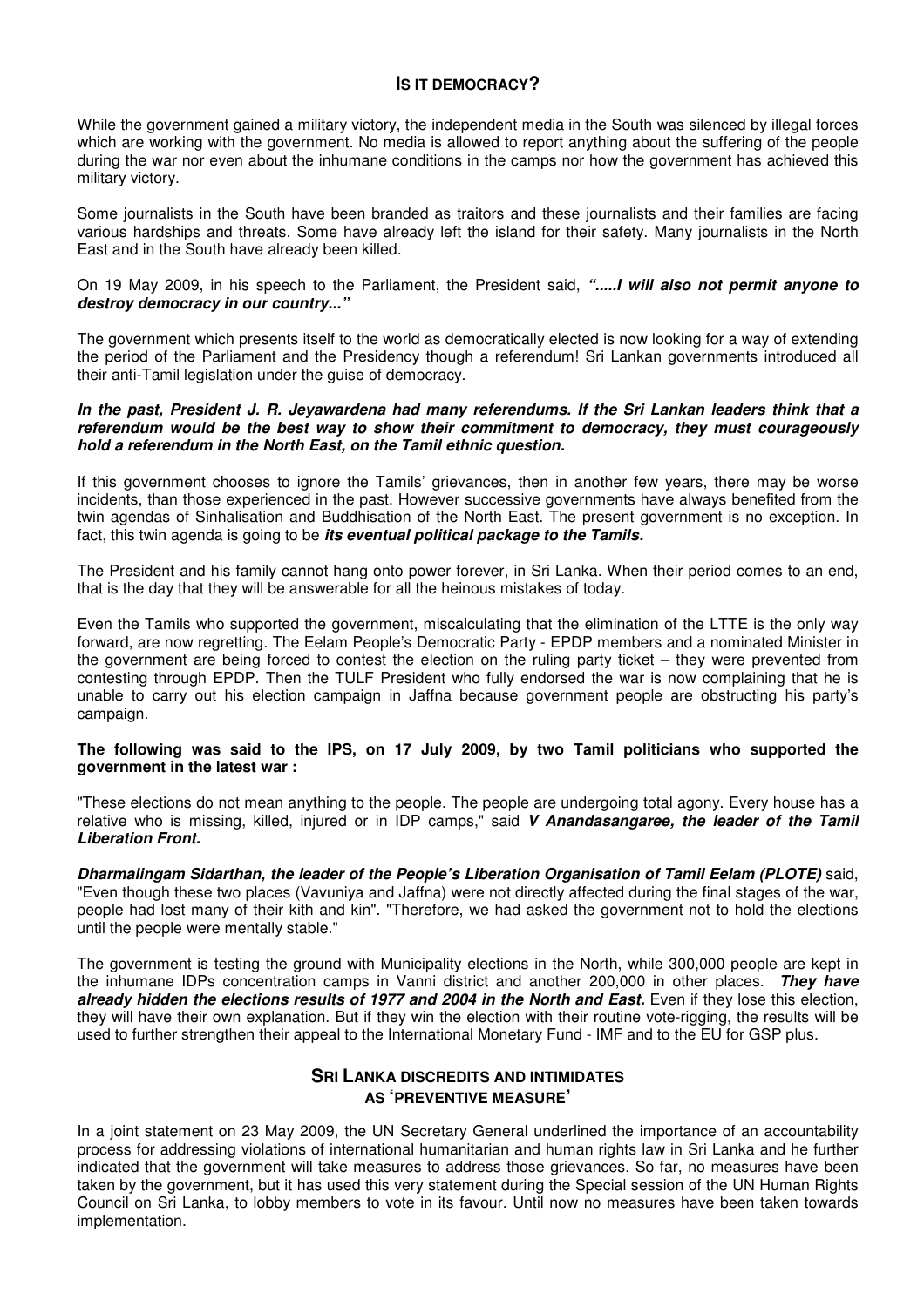## IS IT DEMOCRACY?

While the government gained a military victory, the independent media in the South was silenced by illegal forces which are working with the government. No media is allowed to report anything about the suffering of the people during the war nor even about the inhumane conditions in the camps nor how the government has achieved this military victory.

Some journalists in the South have been branded as traitors and these journalists and their families are facing various hardships and threats. Some have already left the island for their safety. Many journalists in the North East and in the South have already been killed.

On 19 May 2009, in his speech to the Parliament, the President said, ***".....I will also not permit anyone to destroy democracy in our country..."***

The government which presents itself to the world as democratically elected is now looking for a way of extending the period of the Parliament and the Presidency though a referendum! Sri Lankan governments introduced all their anti-Tamil legislation under the guise of democracy.

***In the past, President J. R. Jeyawardena had many referendums. If the Sri Lankan leaders think that a referendum would be the best way to show their commitment to democracy, they must courageously hold a referendum in the North East, on the Tamil ethnic question.***

If this government chooses to ignore the Tamils' grievances, then in another few years, there may be worse incidents, than those experienced in the past. However successive governments have always benefited from the twin agendas of Sinhalisation and Buddhisation of the North East. The present government is no exception. In fact, this twin agenda is going to be ***its eventual political package to the Tamils.***

The President and his family cannot hang onto power forever, in Sri Lanka. When their period comes to an end, that is the day that they will be answerable for all the heinous mistakes of today.

Even the Tamils who supported the government, miscalculating that the elimination of the LTTE is the only way forward, are now regretting. The Eelam People's Democratic Party - EPDP members and a nominated Minister in the government are being forced to contest the election on the ruling party ticket – they were prevented from contesting through EPDP. Then the TULF President who fully endorsed the war is now complaining that he is unable to carry out his election campaign in Jaffna because government people are obstructing his party's campaign.

**The following was said to the IPS, on 17 July 2009, by two Tamil politicians who supported the government in the latest war :**

"These elections do not mean anything to the people. The people are undergoing total agony. Every house has a relative who is missing, killed, injured or in IDP camps," said ***V Anandasangaree, the leader of the Tamil Liberation Front.***

***Dharmalingam Sidarthan, the leader of the People's Liberation Organisation of Tamil Eelam (PLOTE)*** said, "Even though these two places (Vavuniya and Jaffna) were not directly affected during the final stages of the war, people had lost many of their kith and kin". "Therefore, we had asked the government not to hold the elections until the people were mentally stable."

The government is testing the ground with Municipality elections in the North, while 300,000 people are kept in the inhumane IDPs concentration camps in Vanni district and another 200,000 in other places. ***They have already hidden the elections results of 1977 and 2004 in the North and East.*** Even if they lose this election, they will have their own explanation. But if they win the election with their routine vote-rigging, the results will be used to further strengthen their appeal to the International Monetary Fund - IMF and to the EU for GSP plus.

## SRI LANKA DISCREDITS AND INTIMIDATES AS 'PREVENTIVE MEASURE'

In a joint statement on 23 May 2009, the UN Secretary General underlined the importance of an accountability process for addressing violations of international humanitarian and human rights law in Sri Lanka and he further indicated that the government will take measures to address those grievances. So far, no measures have been taken by the government, but it has used this very statement during the Special session of the UN Human Rights Council on Sri Lanka, to lobby members to vote in its favour. Until now no measures have been taken towards implementation.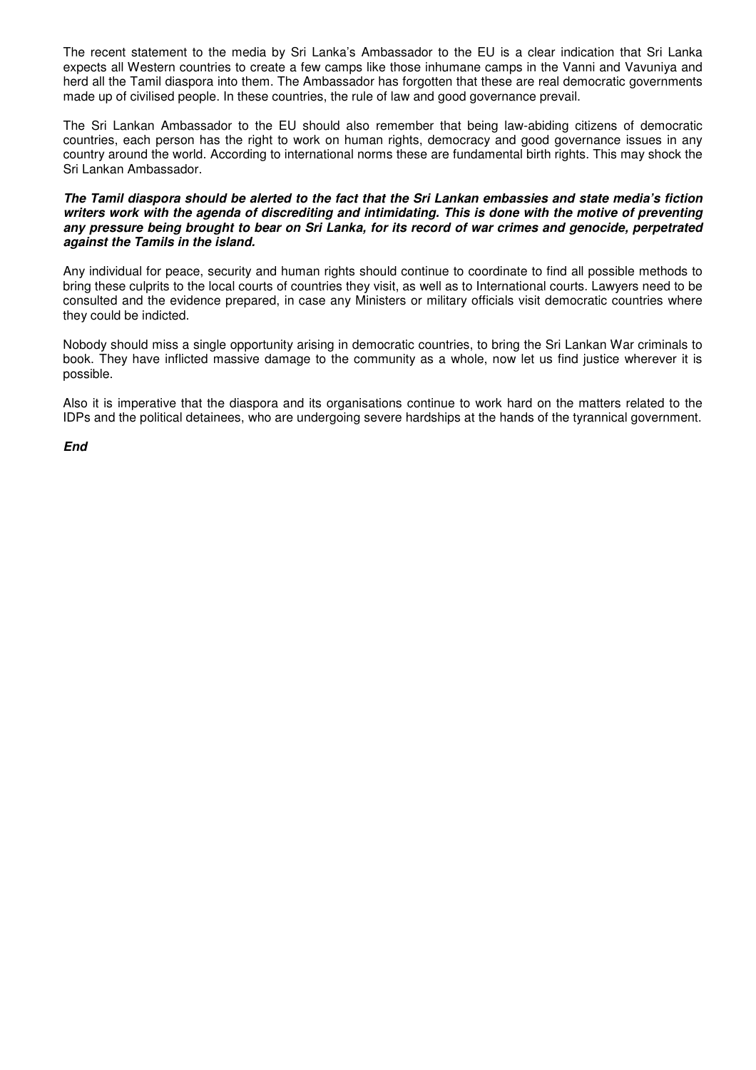The recent statement to the media by Sri Lanka's Ambassador to the EU is a clear indication that Sri Lanka expects all Western countries to create a few camps like those inhumane camps in the Vanni and Vavuniya and herd all the Tamil diaspora into them. The Ambassador has forgotten that these are real democratic governments made up of civilised people. In these countries, the rule of law and good governance prevail.

The Sri Lankan Ambassador to the EU should also remember that being law-abiding citizens of democratic countries, each person has the right to work on human rights, democracy and good governance issues in any country around the world. According to international norms these are fundamental birth rights. This may shock the Sri Lankan Ambassador.

***The Tamil diaspora should be alerted to the fact that the Sri Lankan embassies and state media's fiction writers work with the agenda of discrediting and intimidating. This is done with the motive of preventing any pressure being brought to bear on Sri Lanka, for its record of war crimes and genocide, perpetrated against the Tamils in the island.***

Any individual for peace, security and human rights should continue to coordinate to find all possible methods to bring these culprits to the local courts of countries they visit, as well as to International courts. Lawyers need to be consulted and the evidence prepared, in case any Ministers or military officials visit democratic countries where they could be indicted.

Nobody should miss a single opportunity arising in democratic countries, to bring the Sri Lankan War criminals to book. They have inflicted massive damage to the community as a whole, now let us find justice wherever it is possible.

Also it is imperative that the diaspora and its organisations continue to work hard on the matters related to the IDPs and the political detainees, who are undergoing severe hardships at the hands of the tyrannical government.

***End***